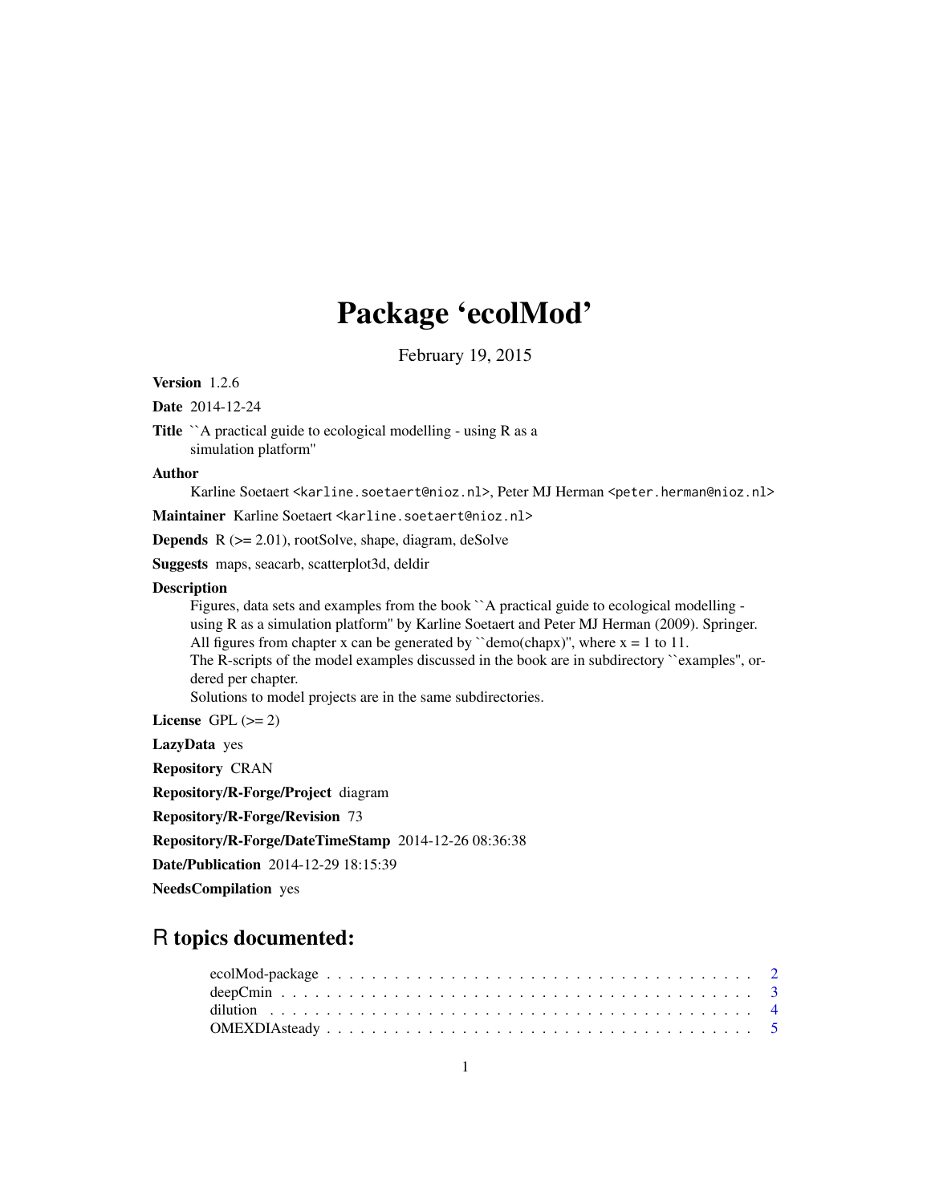# Package 'ecolMod'

February 19, 2015

**Version** 1.2.6

**Date** 2014-12-24

**Title** ``A practical guide to ecological modelling - using R as a simulation platform''

**Author** Karline Soetaert <karline.soetaert@nioz.nl>, Peter MJ Herman <peter.herman@nioz.nl>

**Maintainer** Karline Soetaert <karline.soetaert@nioz.nl>

**Depends** R (>= 2.01), rootSolve, shape, diagram, deSolve

**Suggests** maps, seacarb, scatterplot3d, deldir

**Description** Figures, data sets and examples from the book ``A practical guide to ecological modelling - using R as a simulation platform'' by Karline Soetaert and Peter MJ Herman (2009). Springer. All figures from chapter x can be generated by ``demo(chapx)'', where x = 1 to 11. The R-scripts of the model examples discussed in the book are in subdirectory ``examples'', ordered per chapter. Solutions to model projects are in the same subdirectories.

**License** GPL (>= 2)

**LazyData** yes

**Repository** CRAN

**Repository/R-Forge/Project** diagram

**Repository/R-Forge/Revision** 73

**Repository/R-Forge/DateTimeStamp** 2014-12-26 08:36:38

**Date/Publication** 2014-12-29 18:15:39

**NeedsCompilation** yes

## R topics documented:

ecolMod-package . . . . . . . . . . . . . . . . . . . . . . . . . . . . . . . . . . . . . . . 2
deepCmin . . . . . . . . . . . . . . . . . . . . . . . . . . . . . . . . . . . . . . . . . . 3
dilution . . . . . . . . . . . . . . . . . . . . . . . . . . . . . . . . . . . . . . . . . . . 4
OMEXDIAsteady . . . . . . . . . . . . . . . . . . . . . . . . . . . . . . . . . . . . . . 5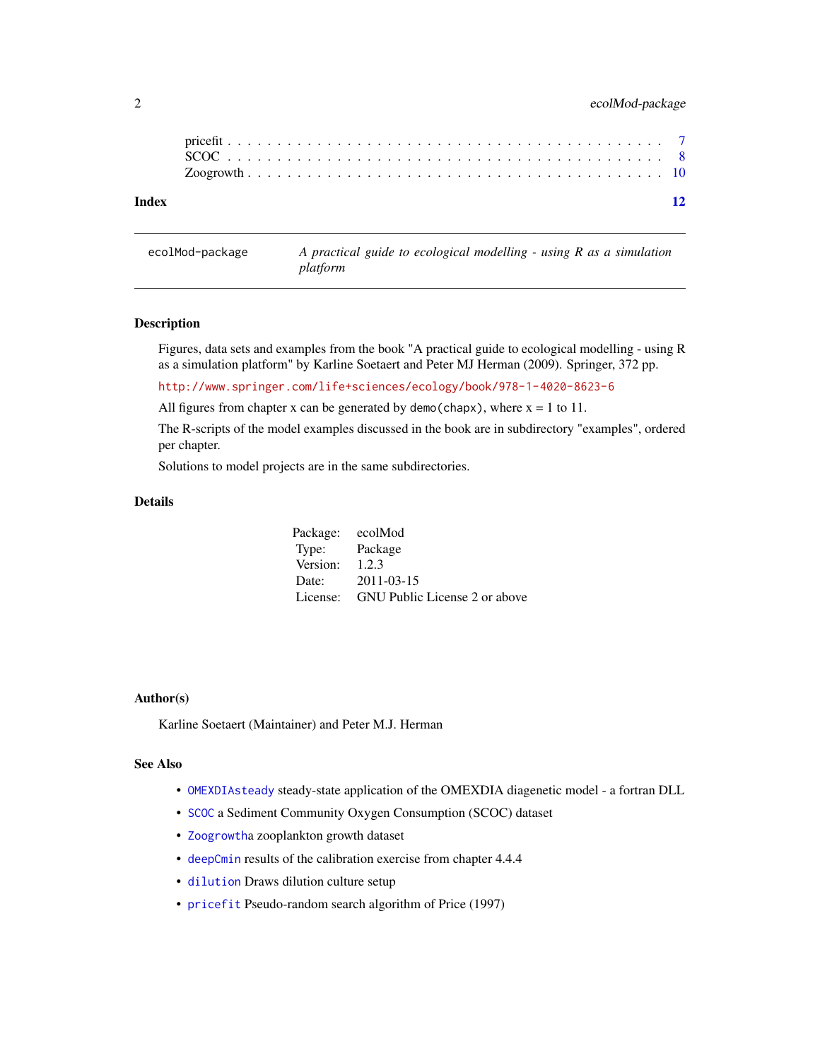pricefit . . . . . . . . . . . . . . . . . . . . . . . . . . . . . . . . . . . . . . . . . 7
SCOC . . . . . . . . . . . . . . . . . . . . . . . . . . . . . . . . . . . . . . . . . . 8
Zoogrowth . . . . . . . . . . . . . . . . . . . . . . . . . . . . . . . . . . . . . . . . 10

**Index** **12**

---

ecolMod-package — *A practical guide to ecological modelling - using R as a simulation platform*

---

### Description

Figures, data sets and examples from the book "A practical guide to ecological modelling - using R as a simulation platform" by Karline Soetaert and Peter MJ Herman (2009). Springer, 372 pp.

http://www.springer.com/life+sciences/ecology/book/978-1-4020-8623-6

All figures from chapter x can be generated by `demo(chapx)`, where x = 1 to 11.

The R-scripts of the model examples discussed in the book are in subdirectory "examples", ordered per chapter.

Solutions to model projects are in the same subdirectories.

### Details

| | |
|---|---|
| Package: | ecolMod |
| Type: | Package |
| Version: | 1.2.3 |
| Date: | 2011-03-15 |
| License: | GNU Public License 2 or above |

### Author(s)

Karline Soetaert (Maintainer) and Peter M.J. Herman

### See Also

- `OMEXDIAsteady` steady-state application of the OMEXDIA diagenetic model - a fortran DLL
- `SCOC` a Sediment Community Oxygen Consumption (SCOC) dataset
- `Zoogrowth`a zooplankton growth dataset
- `deepCmin` results of the calibration exercise from chapter 4.4.4
- `dilution` Draws dilution culture setup
- `pricefit` Pseudo-random search algorithm of Price (1997)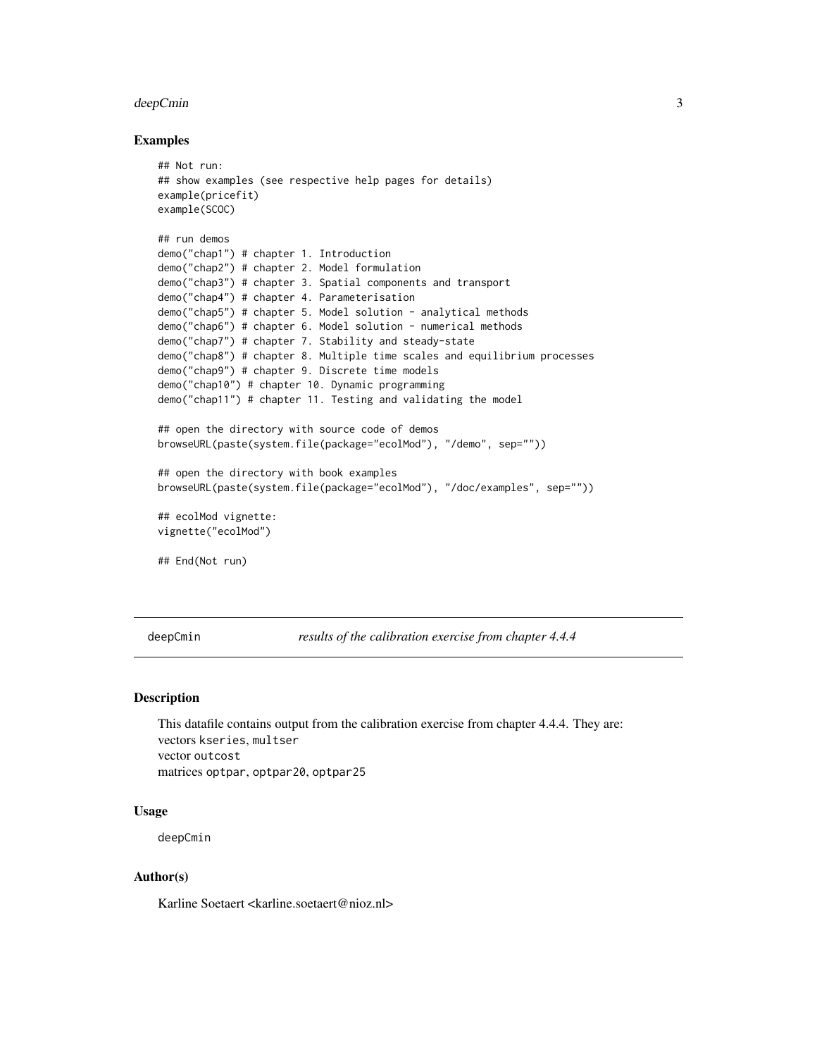## Examples

```
## Not run:
## show examples (see respective help pages for details)
example(pricefit)
example(SCOC)

## run demos
demo("chap1") # chapter 1. Introduction
demo("chap2") # chapter 2. Model formulation
demo("chap3") # chapter 3. Spatial components and transport
demo("chap4") # chapter 4. Parameterisation
demo("chap5") # chapter 5. Model solution - analytical methods
demo("chap6") # chapter 6. Model solution - numerical methods
demo("chap7") # chapter 7. Stability and steady-state
demo("chap8") # chapter 8. Multiple time scales and equilibrium processes
demo("chap9") # chapter 9. Discrete time models
demo("chap10") # chapter 10. Dynamic programming
demo("chap11") # chapter 11. Testing and validating the model

## open the directory with source code of demos
browseURL(paste(system.file(package="ecolMod"), "/demo", sep=""))

## open the directory with book examples
browseURL(paste(system.file(package="ecolMod"), "/doc/examples", sep=""))

## ecolMod vignette:
vignette("ecolMod")

## End(Not run)
```

---

deepCmin — *results of the calibration exercise from chapter 4.4.4*

---

## Description

This datafile contains output from the calibration exercise from chapter 4.4.4. They are:
vectors `kseries`, `multser`
vector `outcost`
matrices `optpar`, `optpar20`, `optpar25`

## Usage

```
deepCmin
```

## Author(s)

Karline Soetaert <karline.soetaert@nioz.nl>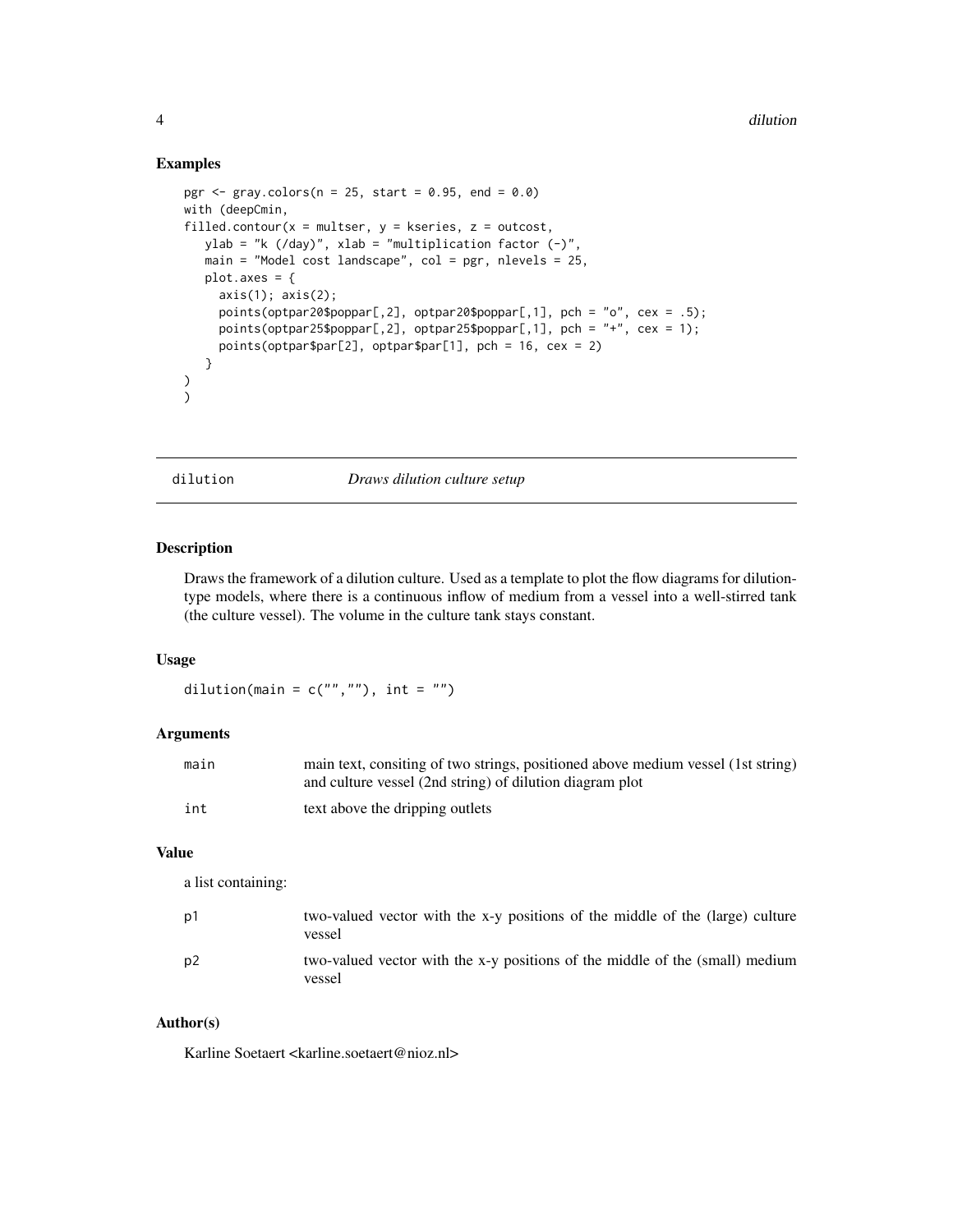## Examples

```
pgr <- gray.colors(n = 25, start = 0.95, end = 0.0)
with (deepCmin,
filled.contour(x = multser, y = kseries, z = outcost,
   ylab = "k (/day)", xlab = "multiplication factor (-)",
   main = "Model cost landscape", col = pgr, nlevels = 25,
   plot.axes = {
     axis(1); axis(2);
     points(optpar20$poppar[,2], optpar20$poppar[,1], pch = "o", cex = .5);
     points(optpar25$poppar[,2], optpar25$poppar[,1], pch = "+", cex = 1);
     points(optpar$par[2], optpar$par[1], pch = 16, cex = 2)
   }
)
)
```

---

# dilution *Draws dilution culture setup*

---

## Description

Draws the framework of a dilution culture. Used as a template to plot the flow diagrams for dilution-type models, where there is a continuous inflow of medium from a vessel into a well-stirred tank (the culture vessel). The volume in the culture tank stays constant.

## Usage

```
dilution(main = c("",""), int = "")
```

## Arguments

| | |
|---|---|
| main | main text, consiting of two strings, positioned above medium vessel (1st string) and culture vessel (2nd string) of dilution diagram plot |
| int | text above the dripping outlets |

## Value

a list containing:

| | |
|---|---|
| p1 | two-valued vector with the x-y positions of the middle of the (large) culture vessel |
| p2 | two-valued vector with the x-y positions of the middle of the (small) medium vessel |

## Author(s)

Karline Soetaert <karline.soetaert@nioz.nl>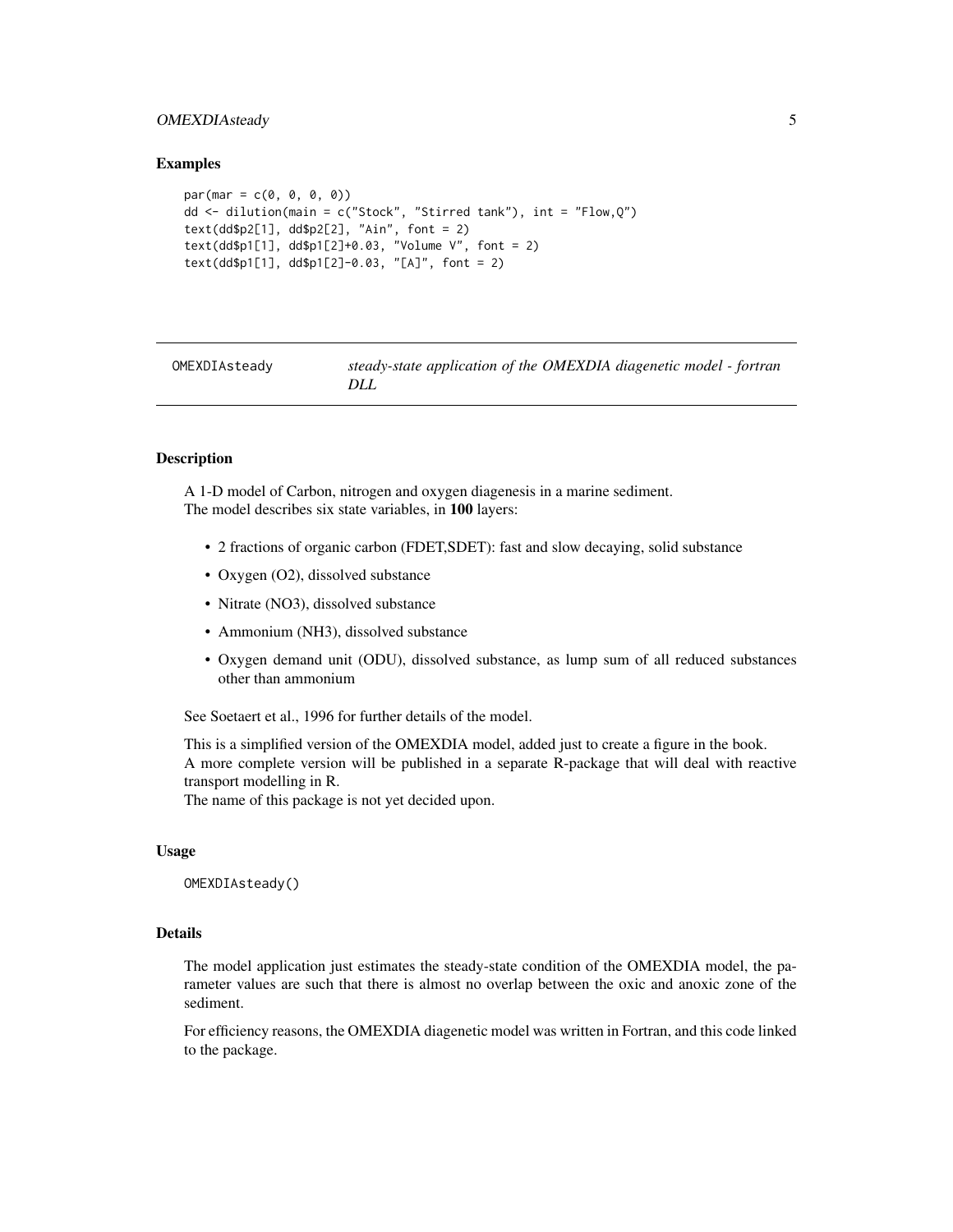### Examples

```
par(mar = c(0, 0, 0, 0))
dd <- dilution(main = c("Stock", "Stirred tank"), int = "Flow,Q")
text(dd$p2[1], dd$p2[2], "Ain", font = 2)
text(dd$p1[1], dd$p1[2]+0.03, "Volume V", font = 2)
text(dd$p1[1], dd$p1[2]-0.03, "[A]", font = 2)
```

---

| OMEXDIAsteady | *steady-state application of the OMEXDIA diagenetic model - fortran DLL* |
| --- | --- |

---

### Description

A 1-D model of Carbon, nitrogen and oxygen diagenesis in a marine sediment.
The model describes six state variables, in **100** layers:

- 2 fractions of organic carbon (FDET,SDET): fast and slow decaying, solid substance
- Oxygen (O2), dissolved substance
- Nitrate (NO3), dissolved substance
- Ammonium (NH3), dissolved substance
- Oxygen demand unit (ODU), dissolved substance, as lump sum of all reduced substances other than ammonium

See Soetaert et al., 1996 for further details of the model.

This is a simplified version of the OMEXDIA model, added just to create a figure in the book.
A more complete version will be published in a separate R-package that will deal with reactive transport modelling in R.
The name of this package is not yet decided upon.

### Usage

```
OMEXDIAsteady()
```

### Details

The model application just estimates the steady-state condition of the OMEXDIA model, the parameter values are such that there is almost no overlap between the oxic and anoxic zone of the sediment.

For efficiency reasons, the OMEXDIA diagenetic model was written in Fortran, and this code linked to the package.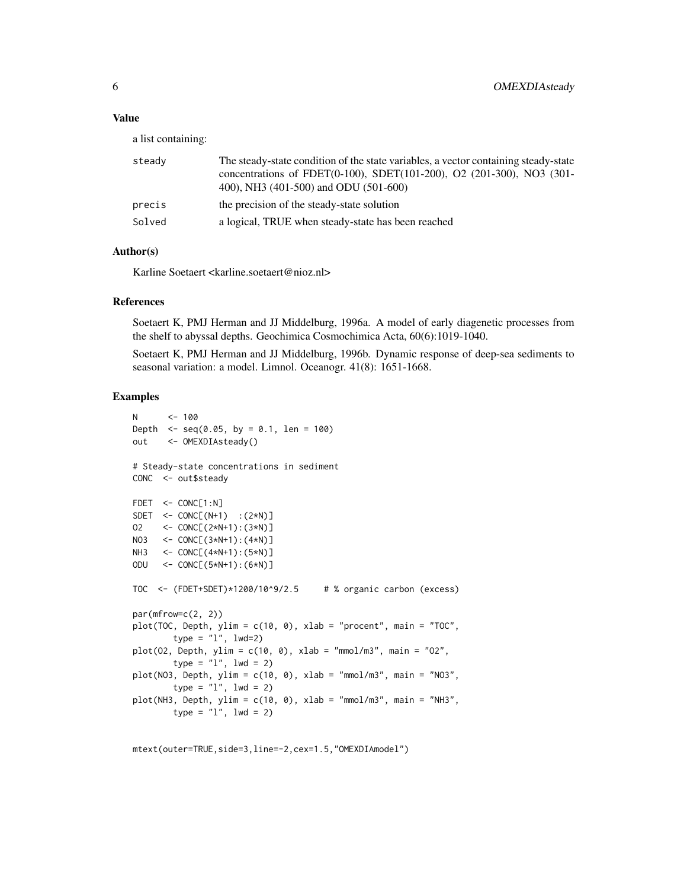### Value

a list containing:

| | |
|---|---|
| steady | The steady-state condition of the state variables, a vector containing steady-state concentrations of FDET(0-100), SDET(101-200), O2 (201-300), NO3 (301-400), NH3 (401-500) and ODU (501-600) |
| precis | the precision of the steady-state solution |
| Solved | a logical, TRUE when steady-state has been reached |

### Author(s)

Karline Soetaert <karline.soetaert@nioz.nl>

### References

Soetaert K, PMJ Herman and JJ Middelburg, 1996a. A model of early diagenetic processes from the shelf to abyssal depths. Geochimica Cosmochimica Acta, 60(6):1019-1040.

Soetaert K, PMJ Herman and JJ Middelburg, 1996b. Dynamic response of deep-sea sediments to seasonal variation: a model. Limnol. Oceanogr. 41(8): 1651-1668.

### Examples

```
N      <- 100
Depth  <- seq(0.05, by = 0.1, len = 100)
out    <- OMEXDIAsteady()

# Steady-state concentrations in sediment
CONC  <- out$steady

FDET  <- CONC[1:N]
SDET  <- CONC[(N+1)  :(2*N)]
O2    <- CONC[(2*N+1):(3*N)]
NO3   <- CONC[(3*N+1):(4*N)]
NH3   <- CONC[(4*N+1):(5*N)]
ODU   <- CONC[(5*N+1):(6*N)]

TOC  <- (FDET+SDET)*1200/10^9/2.5     # % organic carbon (excess)

par(mfrow=c(2, 2))
plot(TOC, Depth, ylim = c(10, 0), xlab = "procent", main = "TOC",
        type = "l", lwd=2)
plot(O2, Depth, ylim = c(10, 0), xlab = "mmol/m3", main = "O2",
        type = "l", lwd = 2)
plot(NO3, Depth, ylim = c(10, 0), xlab = "mmol/m3", main = "NO3",
        type = "l", lwd = 2)
plot(NH3, Depth, ylim = c(10, 0), xlab = "mmol/m3", main = "NH3",
        type = "l", lwd = 2)


mtext(outer=TRUE,side=3,line=-2,cex=1.5,"OMEXDIAmodel")
```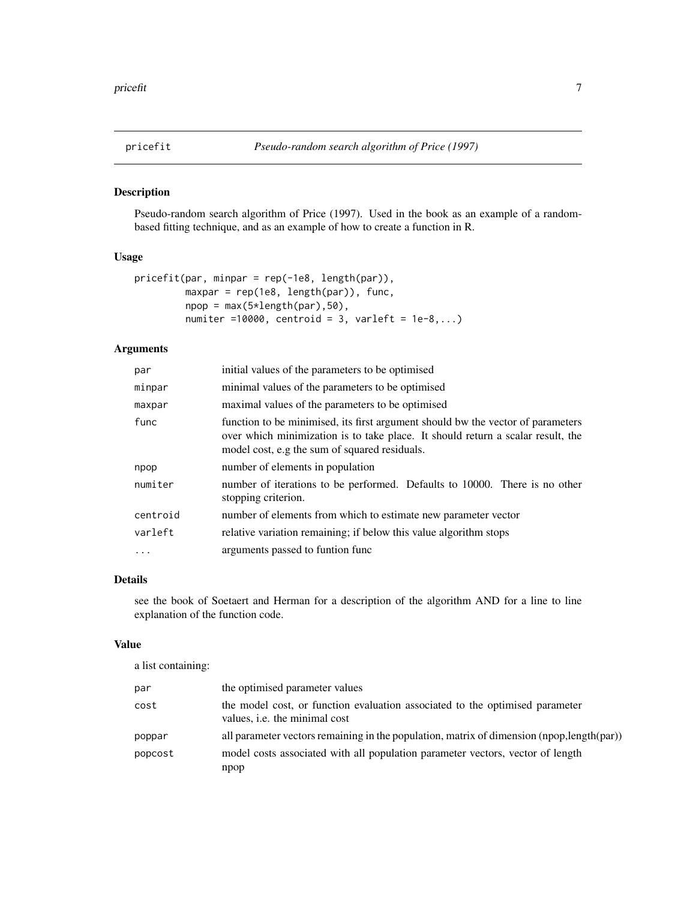# pricefit *Pseudo-random search algorithm of Price (1997)*

## Description

Pseudo-random search algorithm of Price (1997). Used in the book as an example of a random-based fitting technique, and as an example of how to create a function in R.

## Usage

```
pricefit(par, minpar = rep(-1e8, length(par)),
         maxpar = rep(1e8, length(par)), func,
         npop = max(5*length(par),50),
         numiter =10000, centroid = 3, varleft = 1e-8,...)
```

## Arguments

| | |
|---|---|
| `par` | initial values of the parameters to be optimised |
| `minpar` | minimal values of the parameters to be optimised |
| `maxpar` | maximal values of the parameters to be optimised |
| `func` | function to be minimised, its first argument should bw the vector of parameters over which minimization is to take place. It should return a scalar result, the model cost, e.g the sum of squared residuals. |
| `npop` | number of elements in population |
| `numiter` | number of iterations to be performed. Defaults to 10000. There is no other stopping criterion. |
| `centroid` | number of elements from which to estimate new parameter vector |
| `varleft` | relative variation remaining; if below this value algorithm stops |
| `...` | arguments passed to funtion func |

## Details

see the book of Soetaert and Herman for a description of the algorithm AND for a line to line explanation of the function code.

## Value

a list containing:

| | |
|---|---|
| `par` | the optimised parameter values |
| `cost` | the model cost, or function evaluation associated to the optimised parameter values, i.e. the minimal cost |
| `poppar` | all parameter vectors remaining in the population, matrix of dimension (npop,length(par)) |
| `popcost` | model costs associated with all population parameter vectors, vector of length npop |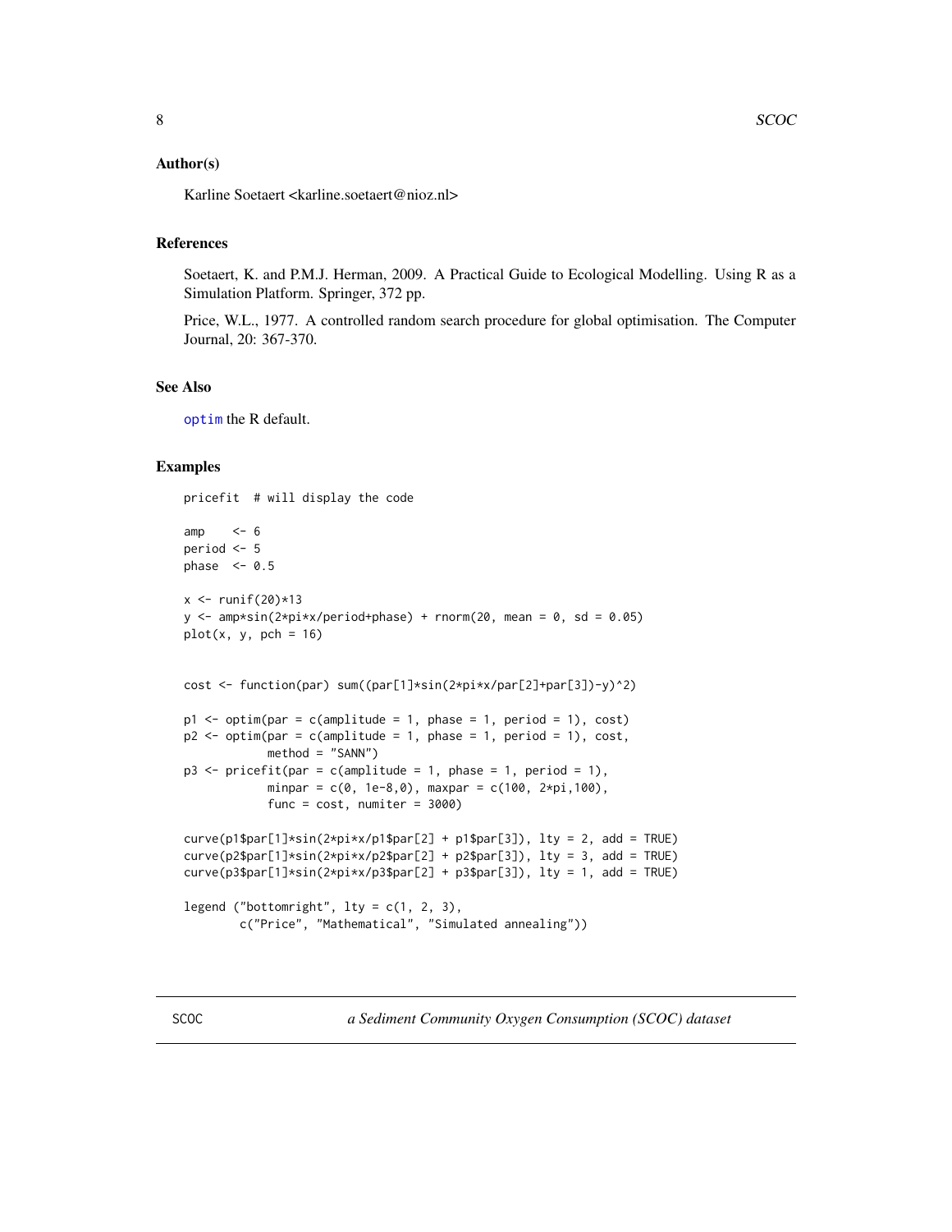### Author(s)

Karline Soetaert <karline.soetaert@nioz.nl>

### References

Soetaert, K. and P.M.J. Herman, 2009. A Practical Guide to Ecological Modelling. Using R as a Simulation Platform. Springer, 372 pp.

Price, W.L., 1977. A controlled random search procedure for global optimisation. The Computer Journal, 20: 367-370.

### See Also

optim the R default.

### Examples

```
pricefit  # will display the code

amp    <- 6
period <- 5
phase  <- 0.5

x <- runif(20)*13
y <- amp*sin(2*pi*x/period+phase) + rnorm(20, mean = 0, sd = 0.05)
plot(x, y, pch = 16)


cost <- function(par) sum((par[1]*sin(2*pi*x/par[2]+par[3])-y)^2)

p1 <- optim(par = c(amplitude = 1, phase = 1, period = 1), cost)
p2 <- optim(par = c(amplitude = 1, phase = 1, period = 1), cost,
            method = "SANN")
p3 <- pricefit(par = c(amplitude = 1, phase = 1, period = 1),
            minpar = c(0, 1e-8,0), maxpar = c(100, 2*pi,100),
            func = cost, numiter = 3000)

curve(p1$par[1]*sin(2*pi*x/p1$par[2] + p1$par[3]), lty = 2, add = TRUE)
curve(p2$par[1]*sin(2*pi*x/p2$par[2] + p2$par[3]), lty = 3, add = TRUE)
curve(p3$par[1]*sin(2*pi*x/p3$par[2] + p3$par[3]), lty = 1, add = TRUE)

legend ("bottomright", lty = c(1, 2, 3),
        c("Price", "Mathematical", "Simulated annealing"))
```

---

## SCOC    *a Sediment Community Oxygen Consumption (SCOC) dataset*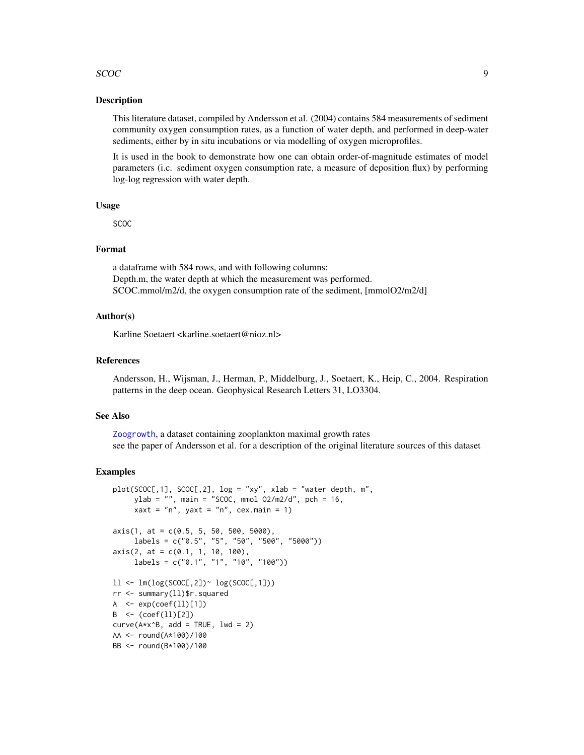## Description

This literature dataset, compiled by Andersson et al. (2004) contains 584 measurements of sediment community oxygen consumption rates, as a function of water depth, and performed in deep-water sediments, either by in situ incubations or via modelling of oxygen microprofiles.

It is used in the book to demonstrate how one can obtain order-of-magnitude estimates of model parameters (i.c. sediment oxygen consumption rate, a measure of deposition flux) by performing log-log regression with water depth.

## Usage

```
SCOC
```

## Format

a dataframe with 584 rows, and with following columns:
Depth.m, the water depth at which the measurement was performed.
SCOC.mmol/m2/d, the oxygen consumption rate of the sediment, [mmolO2/m2/d]

## Author(s)

Karline Soetaert <karline.soetaert@nioz.nl>

## References

Andersson, H., Wijsman, J., Herman, P., Middelburg, J., Soetaert, K., Heip, C., 2004. Respiration patterns in the deep ocean. Geophysical Research Letters 31, LO3304.

## See Also

Zoogrowth, a dataset containing zooplankton maximal growth rates
see the paper of Andersson et al. for a description of the original literature sources of this dataset

## Examples

```
plot(SCOC[,1], SCOC[,2], log = "xy", xlab = "water depth, m",
     ylab = "", main = "SCOC, mmol O2/m2/d", pch = 16,
     xaxt = "n", yaxt = "n", cex.main = 1)

axis(1, at = c(0.5, 5, 50, 500, 5000),
     labels = c("0.5", "5", "50", "500", "5000"))
axis(2, at = c(0.1, 1, 10, 100),
     labels = c("0.1", "1", "10", "100"))

ll <- lm(log(SCOC[,2])~ log(SCOC[,1]))
rr <- summary(ll)$r.squared
A  <- exp(coef(ll)[1])
B  <- (coef(ll)[2])
curve(A*x^B, add = TRUE, lwd = 2)
AA <- round(A*100)/100
BB <- round(B*100)/100
```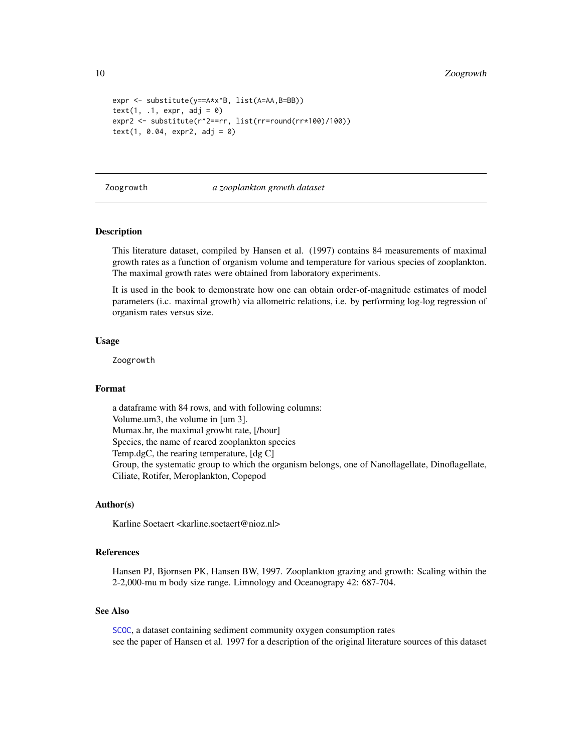```
expr <- substitute(y==A*x^B, list(A=AA,B=BB))
text(1, .1, expr, adj = 0)
expr2 <- substitute(r^2==rr, list(rr=round(rr*100)/100))
text(1, 0.04, expr2, adj = 0)
```

---

Zoogrowth    *a zooplankton growth dataset*

---

## Description

This literature dataset, compiled by Hansen et al. (1997) contains 84 measurements of maximal growth rates as a function of organism volume and temperature for various species of zooplankton. The maximal growth rates were obtained from laboratory experiments.

It is used in the book to demonstrate how one can obtain order-of-magnitude estimates of model parameters (i.e. maximal growth) via allometric relations, i.e. by performing log-log regression of organism rates versus size.

## Usage

```
Zoogrowth
```

## Format

a dataframe with 84 rows, and with following columns:
Volume.um3, the volume in [um 3].
Mumax.hr, the maximal growht rate, [/hour]
Species, the name of reared zooplankton species
Temp.dgC, the rearing temperature, [dg C]
Group, the systematic group to which the organism belongs, one of Nanoflagellate, Dinoflagellate, Ciliate, Rotifer, Meroplankton, Copepod

## Author(s)

Karline Soetaert <karline.soetaert@nioz.nl>

## References

Hansen PJ, Bjornsen PK, Hansen BW, 1997. Zooplankton grazing and growth: Scaling within the 2-2,000-mu m body size range. Limnology and Oceanograpy 42: 687-704.

## See Also

SCOC, a dataset containing sediment community oxygen consumption rates
see the paper of Hansen et al. 1997 for a description of the original literature sources of this dataset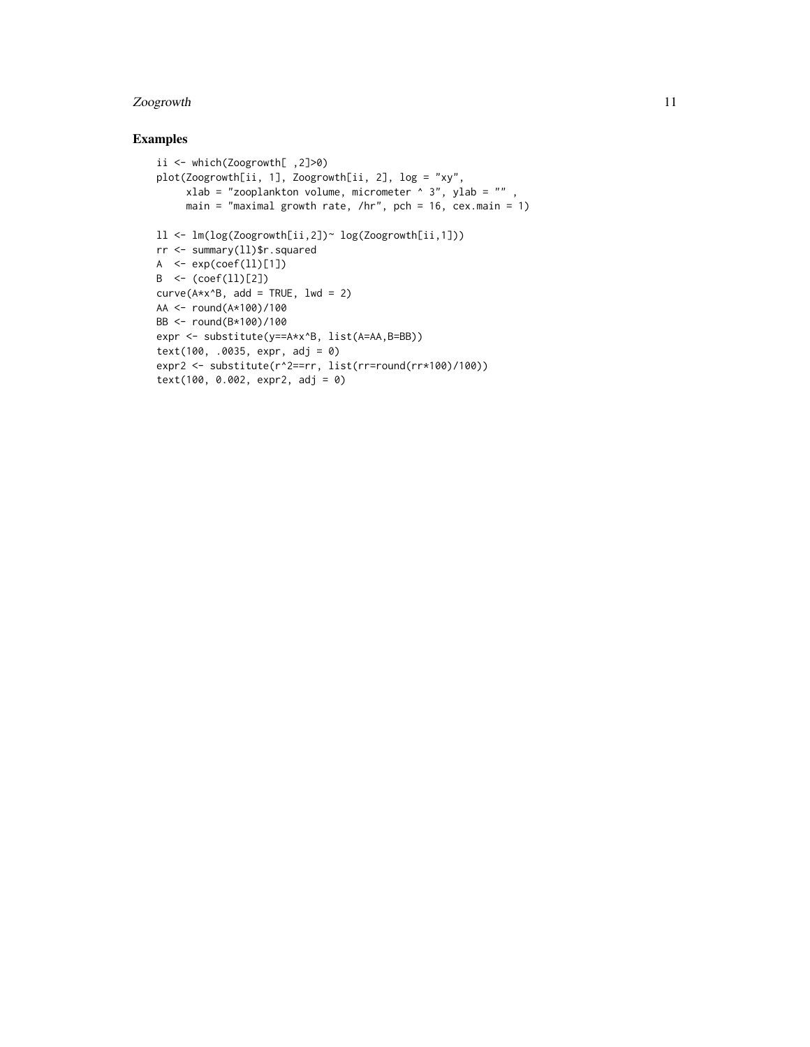## Examples

```
ii <- which(Zoogrowth[ ,2]>0)
plot(Zoogrowth[ii, 1], Zoogrowth[ii, 2], log = "xy",
     xlab = "zooplankton volume, micrometer ^ 3", ylab = "" ,
     main = "maximal growth rate, /hr", pch = 16, cex.main = 1)

ll <- lm(log(Zoogrowth[ii,2])~ log(Zoogrowth[ii,1]))
rr <- summary(ll)$r.squared
A  <- exp(coef(ll)[1])
B  <- (coef(ll)[2])
curve(A*x^B, add = TRUE, lwd = 2)
AA <- round(A*100)/100
BB <- round(B*100)/100
expr <- substitute(y==A*x^B, list(A=AA,B=BB))
text(100, .0035, expr, adj = 0)
expr2 <- substitute(r^2==rr, list(rr=round(rr*100)/100))
text(100, 0.002, expr2, adj = 0)
```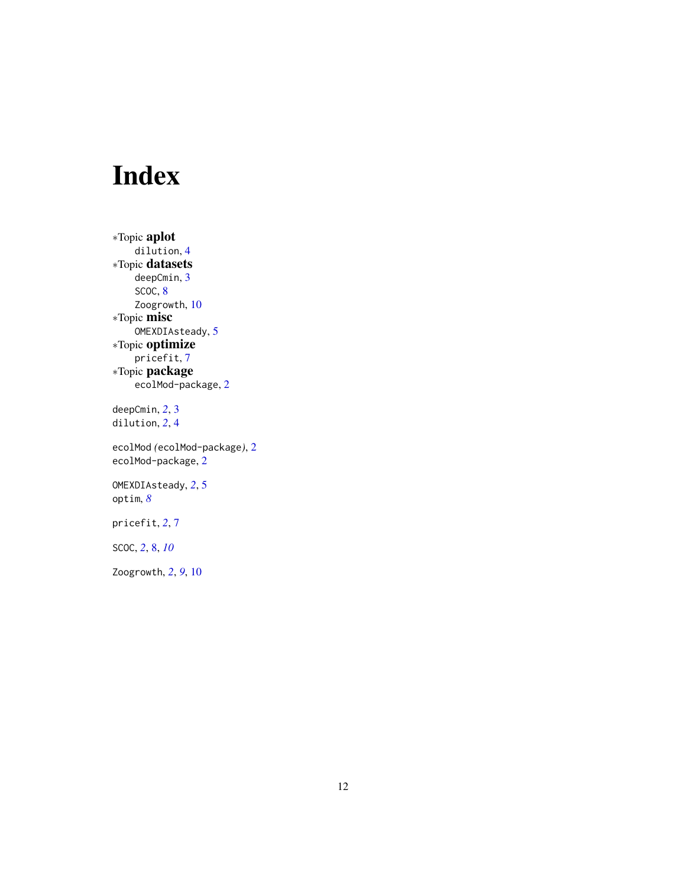# Index

∗Topic **aplot**
    dilution, 4
∗Topic **datasets**
    deepCmin, 3
    SCOC, 8
    Zoogrowth, 10
∗Topic **misc**
    OMEXDIAsteady, 5
∗Topic **optimize**
    pricefit, 7
∗Topic **package**
    ecolMod-package, 2

deepCmin, *2*, 3
dilution, *2*, 4

ecolMod *(*ecolMod-package*)*, 2
ecolMod-package, 2

OMEXDIAsteady, *2*, 5
optim, *8*

pricefit, *2*, 7

SCOC, *2*, 8, *10*

Zoogrowth, *2*, *9*, 10